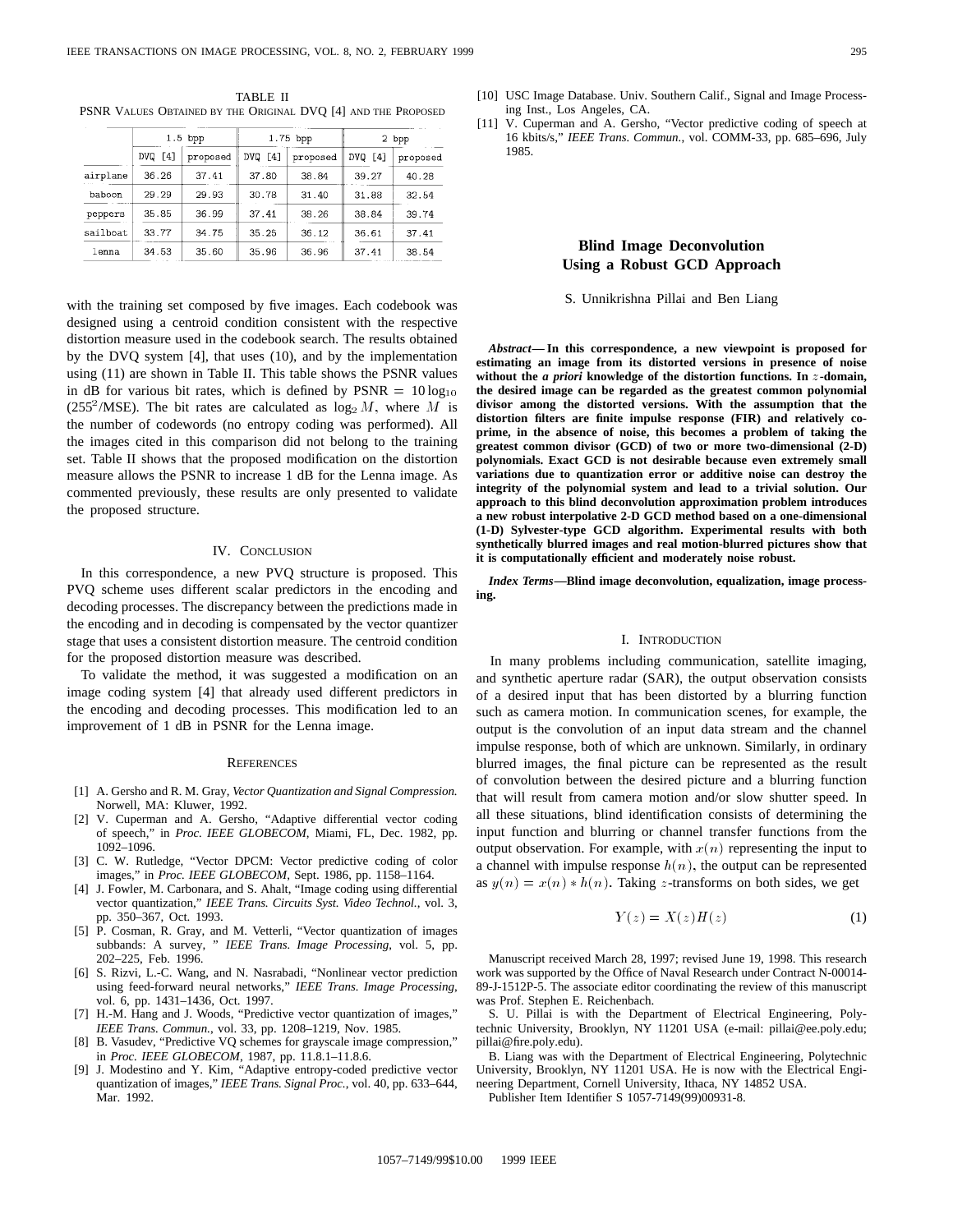TABLE II
PSNR VALUES OBTAINED BY THE ORIGINAL DVQ [4] AND THE PROPOSED

| | 1.5 bpp | | 1.75 bpp | | 2 bpp | |
|---|---|---|---|---|---|---|
| | DVQ [4] | proposed | DVQ [4] | proposed | DVQ [4] | proposed |
| airplane | 36.26 | 37.41 | 37.80 | 38.84 | 39.27 | 40.28 |
| baboon | 29.29 | 29.93 | 30.78 | 31.40 | 31.88 | 32.54 |
| peppers | 35.85 | 36.99 | 37.41 | 38.26 | 38.84 | 39.74 |
| sailboat | 33.77 | 34.75 | 35.25 | 36.12 | 36.61 | 37.41 |
| lenna | 34.53 | 35.60 | 35.96 | 36.96 | 37.41 | 38.54 |

with the training set composed by five images. Each codebook was designed using a centroid condition consistent with the respective distortion measure used in the codebook search. The results obtained by the DVQ system [4], that uses (10), and by the implementation using (11) are shown in Table II. This table shows the PSNR values in dB for various bit rates, which is defined by PSNR $= 10\log_{10}$ ($255^2$/MSE). The bit rates are calculated as $\log_2 M$, where $M$ is the number of codewords (no entropy coding was performed). All the images cited in this comparison did not belong to the training set. Table II shows that the proposed modification on the distortion measure allows the PSNR to increase 1 dB for the Lenna image. As commented previously, these results are only presented to validate the proposed structure.

## IV. CONCLUSION

In this correspondence, a new PVQ structure is proposed. This PVQ scheme uses different scalar predictors in the encoding and decoding processes. The discrepancy between the predictions made in the encoding and in decoding is compensated by the vector quantizer stage that uses a consistent distortion measure. The centroid condition for the proposed distortion measure was described.

To validate the method, it was suggested a modification on an image coding system [4] that already used different predictors in the encoding and decoding processes. This modification led to an improvement of 1 dB in PSNR for the Lenna image.

## REFERENCES

[1] A. Gersho and R. M. Gray, *Vector Quantization and Signal Compression.* Norwell, MA: Kluwer, 1992.

[2] V. Cuperman and A. Gersho, "Adaptive differential vector coding of speech," in *Proc. IEEE GLOBECOM,* Miami, FL, Dec. 1982, pp. 1092–1096.

[3] C. W. Rutledge, "Vector DPCM: Vector predictive coding of color images," in *Proc. IEEE GLOBECOM*, Sept. 1986, pp. 1158–1164.

[4] J. Fowler, M. Carbonara, and S. Ahalt, "Image coding using differential vector quantization," *IEEE Trans. Circuits Syst. Video Technol.*, vol. 3, pp. 350–367, Oct. 1993.

[5] P. Cosman, R. Gray, and M. Vetterli, "Vector quantization of images subbands: A survey, " *IEEE Trans. Image Processing*, vol. 5, pp. 202–225, Feb. 1996.

[6] S. Rizvi, L.-C. Wang, and N. Nasrabadi, "Nonlinear vector prediction using feed-forward neural networks," *IEEE Trans. Image Processing*, vol. 6, pp. 1431–1436, Oct. 1997.

[7] H.-M. Hang and J. Woods, "Predictive vector quantization of images," *IEEE Trans. Commun.*, vol. 33, pp. 1208–1219, Nov. 1985.

[8] B. Vasudev, "Predictive VQ schemes for grayscale image compression," in *Proc. IEEE GLOBECOM*, 1987, pp. 11.8.1–11.8.6.

[9] J. Modestino and Y. Kim, "Adaptive entropy-coded predictive vector quantization of images," *IEEE Trans. Signal Proc.*, vol. 40, pp. 633–644, Mar. 1992.

[10] USC Image Database. Univ. Southern Calif., Signal and Image Processing Inst., Los Angeles, CA.

[11] V. Cuperman and A. Gersho, "Vector predictive coding of speech at 16 kbits/s," *IEEE Trans. Commun.*, vol. COMM-33, pp. 685–696, July 1985.

# Blind Image Deconvolution Using a Robust GCD Approach

S. Unnikrishna Pillai and Ben Liang

***Abstract*— In this correspondence, a new viewpoint is proposed for estimating an image from its distorted versions in presence of noise without the *a priori* knowledge of the distortion functions. In $z$-domain, the desired image can be regarded as the greatest common polynomial divisor among the distorted versions. With the assumption that the distortion filters are finite impulse response (FIR) and relatively coprime, in the absence of noise, this becomes a problem of taking the greatest common divisor (GCD) of two or more two-dimensional (2-D) polynomials. Exact GCD is not desirable because even extremely small variations due to quantization error or additive noise can destroy the integrity of the polynomial system and lead to a trivial solution. Our approach to this blind deconvolution approximation problem introduces a new robust interpolative 2-D GCD method based on a one-dimensional (1-D) Sylvester-type GCD algorithm. Experimental results with both synthetically blurred images and real motion-blurred pictures show that it is computationally efficient and moderately noise robust.**

***Index Terms*—Blind image deconvolution, equalization, image processing.**

## I. INTRODUCTION

In many problems including communication, satellite imaging, and synthetic aperture radar (SAR), the output observation consists of a desired input that has been distorted by a blurring function such as camera motion. In communication scenes, for example, the output is the convolution of an input data stream and the channel impulse response, both of which are unknown. Similarly, in ordinary blurred images, the final picture can be represented as the result of convolution between the desired picture and a blurring function that will result from camera motion and/or slow shutter speed. In all these situations, blind identification consists of determining the input function and blurring or channel transfer functions from the output observation. For example, with $x(n)$ representing the input to a channel with impulse response $h(n)$, the output can be represented as $y(n) = x(n) * h(n)$. Taking $z$-transforms on both sides, we get

$$Y(z) = X(z)H(z) \tag{1}$$

Manuscript received March 28, 1997; revised June 19, 1998. This research work was supported by the Office of Naval Research under Contract N-00014-89-J-1512P-5. The associate editor coordinating the review of this manuscript was Prof. Stephen E. Reichenbach.

S. U. Pillai is with the Department of Electrical Engineering, Polytechnic University, Brooklyn, NY 11201 USA (e-mail: pillai@ee.poly.edu; pillai@fire.poly.edu).

B. Liang was with the Department of Electrical Engineering, Polytechnic University, Brooklyn, NY 11201 USA. He is now with the Electrical Engineering Department, Cornell University, Ithaca, NY 14852 USA.

Publisher Item Identifier S 1057-7149(99)00931-8.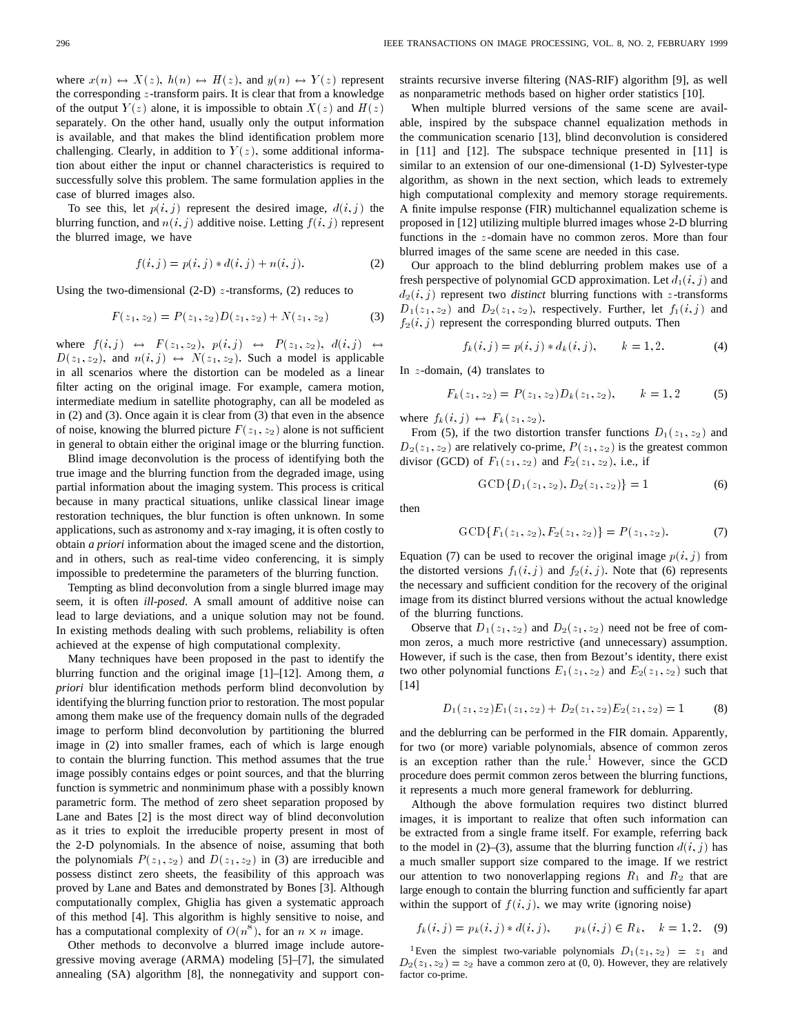where $x(n) \leftrightarrow X(z)$, $h(n) \leftrightarrow H(z)$, and $y(n) \leftrightarrow Y(z)$ represent the corresponding $z$-transform pairs. It is clear that from a knowledge of the output $Y(z)$ alone, it is impossible to obtain $X(z)$ and $H(z)$ separately. On the other hand, usually only the output information is available, and that makes the blind identification problem more challenging. Clearly, in addition to $Y(z)$, some additional information about either the input or channel characteristics is required to successfully solve this problem. The same formulation applies in the case of blurred images also.

To see this, let $p(i,j)$ represent the desired image, $d(i,j)$ the blurring function, and $n(i,j)$ additive noise. Letting $f(i,j)$ represent the blurred image, we have

$$f(i,j) = p(i,j) * d(i,j) + n(i,j). \tag{2}$$

Using the two-dimensional (2-D) $z$-transforms, (2) reduces to

$$F(z_1, z_2) = P(z_1, z_2)D(z_1, z_2) + N(z_1, z_2) \tag{3}$$

where $f(i,j) \leftrightarrow F(z_1, z_2)$, $p(i,j) \leftrightarrow P(z_1, z_2)$, $d(i,j) \leftrightarrow D(z_1, z_2)$, and $n(i,j) \leftrightarrow N(z_1, z_2)$. Such a model is applicable in all scenarios where the distortion can be modeled as a linear filter acting on the original image. For example, camera motion, intermediate medium in satellite photography, can all be modeled as in (2) and (3). Once again it is clear from (3) that even in the absence of noise, knowing the blurred picture $F(z_1, z_2)$ alone is not sufficient in general to obtain either the original image or the blurring function.

Blind image deconvolution is the process of identifying both the true image and the blurring function from the degraded image, using partial information about the imaging system. This process is critical because in many practical situations, unlike classical linear image restoration techniques, the blur function is often unknown. In some applications, such as astronomy and x-ray imaging, it is often costly to obtain *a priori* information about the imaged scene and the distortion, and in others, such as real-time video conferencing, it is simply impossible to predetermine the parameters of the blurring function.

Tempting as blind deconvolution from a single blurred image may seem, it is often *ill-posed*. A small amount of additive noise can lead to large deviations, and a unique solution may not be found. In existing methods dealing with such problems, reliability is often achieved at the expense of high computational complexity.

Many techniques have been proposed in the past to identify the blurring function and the original image [1]–[12]. Among them, *a priori* blur identification methods perform blind deconvolution by identifying the blurring function prior to restoration. The most popular among them make use of the frequency domain nulls of the degraded image to perform blind deconvolution by partitioning the blurred image in (2) into smaller frames, each of which is large enough to contain the blurring function. This method assumes that the true image possibly contains edges or point sources, and that the blurring function is symmetric and nonminimum phase with a possibly known parametric form. The method of zero sheet separation proposed by Lane and Bates [2] is the most direct way of blind deconvolution as it tries to exploit the irreducible property present in most of the 2-D polynomials. In the absence of noise, assuming that both the polynomials $P(z_1, z_2)$ and $D(z_1, z_2)$ in (3) are irreducible and possess distinct zero sheets, the feasibility of this approach was proved by Lane and Bates and demonstrated by Bones [3]. Although computationally complex, Ghiglia has given a systematic approach of this method [4]. This algorithm is highly sensitive to noise, and has a computational complexity of $O(n^8)$, for an $n \times n$ image.

Other methods to deconvolve a blurred image include autoregressive moving average (ARMA) modeling [5]–[7], the simulated annealing (SA) algorithm [8], the nonnegativity and support constraints recursive inverse filtering (NAS-RIF) algorithm [9], as well as nonparametric methods based on higher order statistics [10].

When multiple blurred versions of the same scene are available, inspired by the subspace channel equalization methods in the communication scenario [13], blind deconvolution is considered in [11] and [12]. The subspace technique presented in [11] is similar to an extension of our one-dimensional (1-D) Sylvester-type algorithm, as shown in the next section, which leads to extremely high computational complexity and memory storage requirements. A finite impulse response (FIR) multichannel equalization scheme is proposed in [12] utilizing multiple blurred images whose 2-D blurring functions in the $z$-domain have no common zeros. More than four blurred images of the same scene are needed in this case.

Our approach to the blind deblurring problem makes use of a fresh perspective of polynomial GCD approximation. Let $d_1(i,j)$ and $d_2(i,j)$ represent two *distinct* blurring functions with $z$-transforms $D_1(z_1, z_2)$ and $D_2(z_1, z_2)$, respectively. Further, let $f_1(i,j)$ and $f_2(i,j)$ represent the corresponding blurred outputs. Then

$$f_k(i,j) = p(i,j) * d_k(i,j), \qquad k = 1, 2. \tag{4}$$

In $z$-domain, (4) translates to

$$F_k(z_1, z_2) = P(z_1, z_2)D_k(z_1, z_2), \qquad k = 1, 2 \tag{5}$$

where $f_k(i,j) \leftrightarrow F_k(z_1, z_2)$.

From (5), if the two distortion transfer functions $D_1(z_1, z_2)$ and $D_2(z_1, z_2)$ are relatively co-prime, $P(z_1, z_2)$ is the greatest common divisor (GCD) of $F_1(z_1, z_2)$ and $F_2(z_1, z_2)$, i.e., if

$$\text{GCD}\{D_1(z_1, z_2), D_2(z_1, z_2)\} = 1 \tag{6}$$

then

$$\text{GCD}\{F_1(z_1, z_2), F_2(z_1, z_2)\} = P(z_1, z_2). \tag{7}$$

Equation (7) can be used to recover the original image $p(i,j)$ from the distorted versions $f_1(i,j)$ and $f_2(i,j)$. Note that (6) represents the necessary and sufficient condition for the recovery of the original image from its distinct blurred versions without the actual knowledge of the blurring functions.

Observe that $D_1(z_1, z_2)$ and $D_2(z_1, z_2)$ need not be free of common zeros, a much more restrictive (and unnecessary) assumption. However, if such is the case, then from Bezout's identity, there exist two other polynomial functions $E_1(z_1, z_2)$ and $E_2(z_1, z_2)$ such that [14]

$$D_1(z_1, z_2)E_1(z_1, z_2) + D_2(z_1, z_2)E_2(z_1, z_2) = 1 \tag{8}$$

and the deblurring can be performed in the FIR domain. Apparently, for two (or more) variable polynomials, absence of common zeros is an exception rather than the rule.[1] However, since the GCD procedure does permit common zeros between the blurring functions, it represents a much more general framework for deblurring.

Although the above formulation requires two distinct blurred images, it is important to realize that often such information can be extracted from a single frame itself. For example, referring back to the model in (2)–(3), assume that the blurring function $d(i,j)$ has a much smaller support size compared to the image. If we restrict our attention to two nonoverlapping regions $R_1$ and $R_2$ that are large enough to contain the blurring function and sufficiently far apart within the support of $f(i,j)$, we may write (ignoring noise)

$$f_k(i,j) = p_k(i,j) * d(i,j), \qquad p_k(i,j) \in R_k, \quad k = 1, 2. \tag{9}$$

[1] Even the simplest two-variable polynomials $D_1(z_1, z_2) = z_1$ and $D_2(z_1, z_2) = z_2$ have a common zero at (0, 0). However, they are relatively factor co-prime.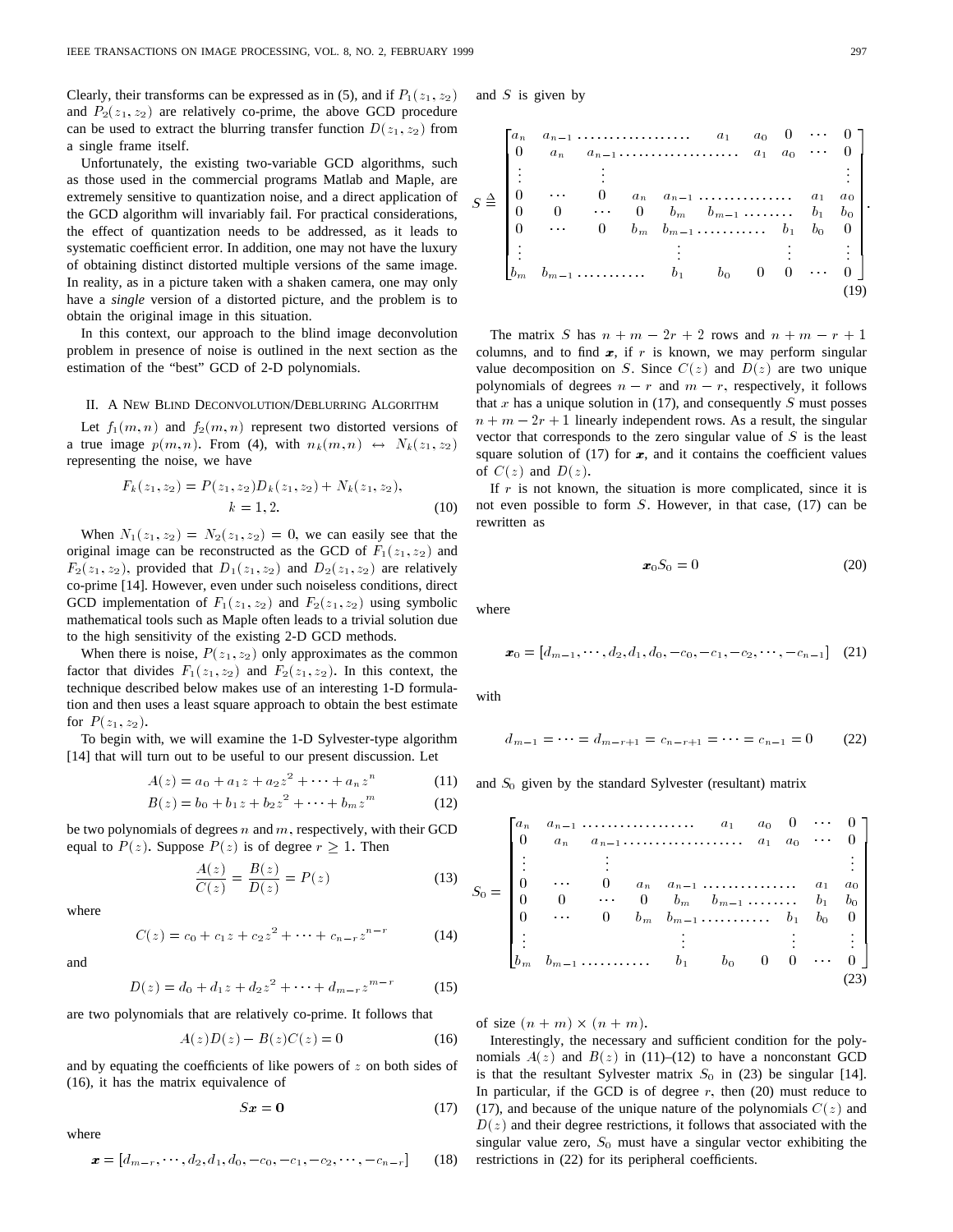Clearly, their transforms can be expressed as in (5), and if $P_1(z_1, z_2)$ and $P_2(z_1, z_2)$ are relatively co-prime, the above GCD procedure can be used to extract the blurring transfer function $D(z_1, z_2)$ from a single frame itself.

Unfortunately, the existing two-variable GCD algorithms, such as those used in the commercial programs Matlab and Maple, are extremely sensitive to quantization noise, and a direct application of the GCD algorithm will invariably fail. For practical considerations, the effect of quantization needs to be addressed, as it leads to systematic coefficient error. In addition, one may not have the luxury of obtaining distinct distorted multiple versions of the same image. In reality, as in a picture taken with a shaken camera, one may only have a *single* version of a distorted picture, and the problem is to obtain the original image in this situation.

In this context, our approach to the blind image deconvolution problem in presence of noise is outlined in the next section as the estimation of the "best" GCD of 2-D polynomials.

## II. A New Blind Deconvolution/Deblurring Algorithm

Let $f_1(m, n)$ and $f_2(m, n)$ represent two distorted versions of a true image $p(m, n)$. From (4), with $n_k(m, n) \leftrightarrow N_k(z_1, z_2)$ representing the noise, we have

$$F_k(z_1, z_2) = P(z_1, z_2)D_k(z_1, z_2) + N_k(z_1, z_2), \quad k = 1, 2. \tag{10}$$

When $N_1(z_1, z_2) = N_2(z_1, z_2) = 0$, we can easily see that the original image can be reconstructed as the GCD of $F_1(z_1, z_2)$ and $F_2(z_1, z_2)$, provided that $D_1(z_1, z_2)$ and $D_2(z_1, z_2)$ are relatively co-prime [14]. However, even under such noiseless conditions, direct GCD implementation of $F_1(z_1, z_2)$ and $F_2(z_1, z_2)$ using symbolic mathematical tools such as Maple often leads to a trivial solution due to the high sensitivity of the existing 2-D GCD methods.

When there is noise, $P(z_1, z_2)$ only approximates as the common factor that divides $F_1(z_1, z_2)$ and $F_2(z_1, z_2)$. In this context, the technique described below makes use of an interesting 1-D formulation and then uses a least square approach to obtain the best estimate for $P(z_1, z_2)$.

To begin with, we will examine the 1-D Sylvester-type algorithm [14] that will turn out to be useful to our present discussion. Let

$$A(z) = a_0 + a_1 z + a_2 z^2 + \cdots + a_n z^n \tag{11}$$

$$B(z) = b_0 + b_1 z + b_2 z^2 + \cdots + b_m z^m \tag{12}$$

be two polynomials of degrees $n$ and $m$, respectively, with their GCD equal to $P(z)$. Suppose $P(z)$ is of degree $r \geq 1$. Then

$$\frac{A(z)}{C(z)} = \frac{B(z)}{D(z)} = P(z) \tag{13}$$

where

$$C(z) = c_0 + c_1 z + c_2 z^2 + \cdots + c_{n-r} z^{n-r} \tag{14}$$

and

$$D(z) = d_0 + d_1 z + d_2 z^2 + \cdots + d_{m-r} z^{m-r} \tag{15}$$

are two polynomials that are relatively co-prime. It follows that

$$A(z)D(z) - B(z)C(z) = 0 \tag{16}$$

and by equating the coefficients of like powers of $z$ on both sides of (16), it has the matrix equivalence of

$$S\boldsymbol{x} = \boldsymbol{0} \tag{17}$$

where

$$\boldsymbol{x} = [d_{m-r}, \cdots, d_2, d_1, d_0, -c_0, -c_1, -c_2, \cdots, -c_{n-r}] \tag{18}$$

and $S$ is given by

$$S \triangleq \begin{bmatrix} a_n & a_{n-1} & \cdots & a_1 & a_0 & 0 & \cdots & 0 \\ 0 & a_n & a_{n-1} & \cdots & a_1 & a_0 & \cdots & 0 \\ \vdots & & \vdots & & & & & \vdots \\ 0 & \cdots & 0 & a_n & a_{n-1} & \cdots & a_1 & a_0 \\ 0 & 0 & \cdots & 0 & b_m & b_{m-1} \cdots & b_1 & b_0 \\ 0 & \cdots & 0 & b_m & b_{m-1} & \cdots & b_1 & b_0 \quad 0 \\ \vdots & & & \vdots & & & \vdots & \vdots \\ b_m & b_{m-1} & \cdots & b_1 & b_0 & 0 & 0 \cdots & 0 \end{bmatrix}. \tag{19}$$

The matrix $S$ has $n + m - 2r + 2$ rows and $n + m - r + 1$ columns, and to find $\boldsymbol{x}$, if $r$ is known, we may perform singular value decomposition on $S$. Since $C(z)$ and $D(z)$ are two unique polynomials of degrees $n - r$ and $m - r$, respectively, it follows that $x$ has a unique solution in (17), and consequently $S$ must posses $n + m - 2r + 1$ linearly independent rows. As a result, the singular vector that corresponds to the zero singular value of $S$ is the least square solution of (17) for $\boldsymbol{x}$, and it contains the coefficient values of $C(z)$ and $D(z)$.

If $r$ is not known, the situation is more complicated, since it is not even possible to form $S$. However, in that case, (17) can be rewritten as

$$\boldsymbol{x}_0 S_0 = 0 \tag{20}$$

where

$$\boldsymbol{x}_0 = [d_{m-1}, \cdots, d_2, d_1, d_0, -c_0, -c_1, -c_2, \cdots, -c_{n-1}] \tag{21}$$

with

$$d_{m-1} = \cdots = d_{m-r+1} = c_{n-r+1} = \cdots = c_{n-1} = 0 \tag{22}$$

and $S_0$ given by the standard Sylvester (resultant) matrix

$$S_0 = \begin{bmatrix} a_n & a_{n-1} & \cdots & a_1 & a_0 & 0 & \cdots & 0 \\ 0 & a_n & a_{n-1} & \cdots & a_1 & a_0 & \cdots & 0 \\ \vdots & & \vdots & & & & & \vdots \\ 0 & \cdots & 0 & a_n & a_{n-1} & \cdots & a_1 & a_0 \\ 0 & 0 & \cdots & 0 & b_m & b_{m-1} \cdots & b_1 & b_0 \\ 0 & \cdots & 0 & b_m & b_{m-1} & \cdots & b_1 & b_0 \quad 0 \\ \vdots & & & \vdots & & & \vdots & \vdots \\ b_m & b_{m-1} & \cdots & b_1 & b_0 & 0 & 0 \cdots & 0 \end{bmatrix} \tag{23}$$

of size $(n + m) \times (n + m)$.

Interestingly, the necessary and sufficient condition for the polynomials $A(z)$ and $B(z)$ in (11)–(12) to have a nonconstant GCD is that the resultant Sylvester matrix $S_0$ in (23) be singular [14]. In particular, if the GCD is of degree $r$, then (20) must reduce to (17), and because of the unique nature of the polynomials $C(z)$ and $D(z)$ and their degree restrictions, it follows that associated with the singular value zero, $S_0$ must have a singular vector exhibiting the restrictions in (22) for its peripheral coefficients.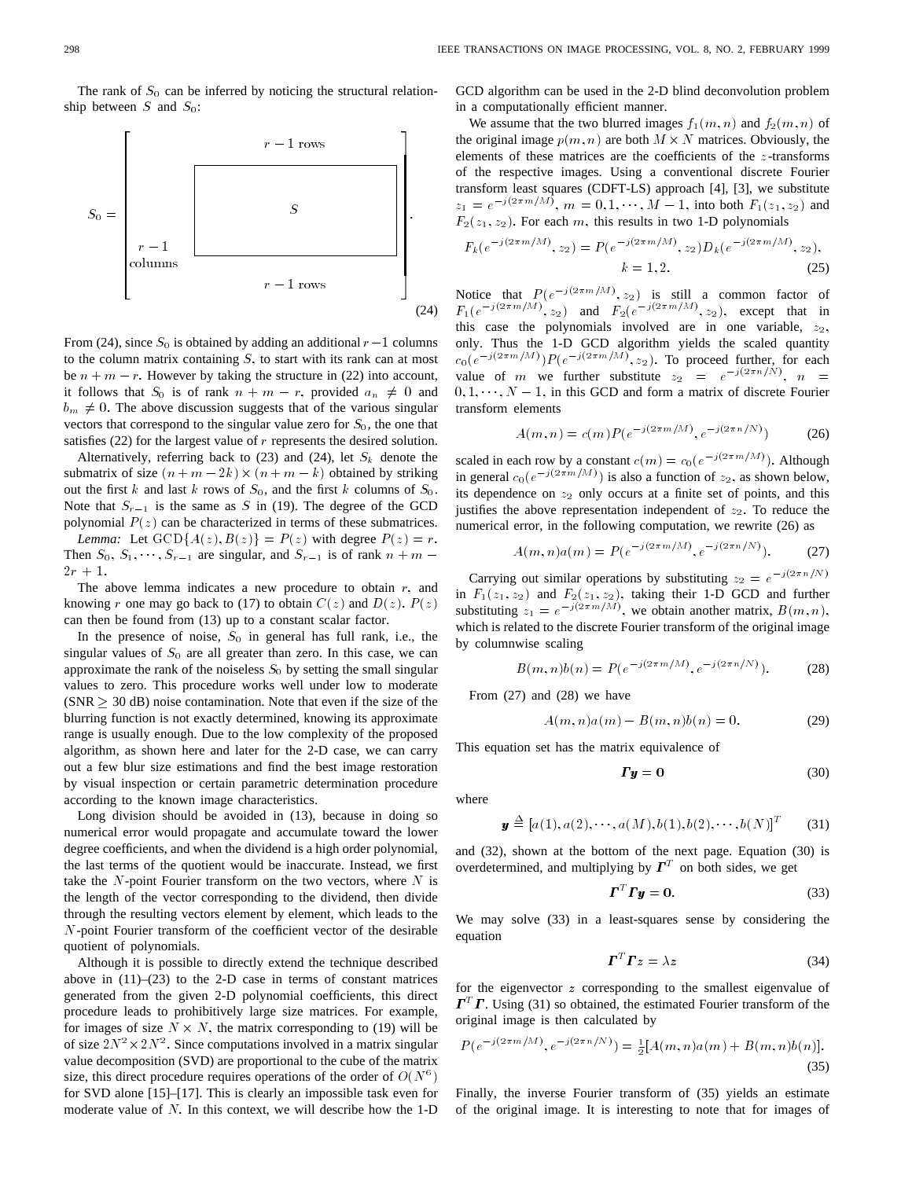The rank of $S_0$ can be inferred by noticing the structural relationship between $S$ and $S_0$:

$$S_0 = \begin{bmatrix} & r-1 \text{ rows} & \\ & \boxed{\quad S \quad} & \\ r-1 \text{ columns} & & \\ & r-1 \text{ rows} & \end{bmatrix}. \tag{24}$$

From (24), since $S_0$ is obtained by adding an additional $r-1$ columns to the column matrix containing $S$, to start with its rank can at most be $n+m-r$. However by taking the structure in (22) into account, it follows that $S_0$ is of rank $n+m-r$, provided $a_n \neq 0$ and $b_m \neq 0$. The above discussion suggests that of the various singular vectors that correspond to the singular value zero for $S_0$, the one that satisfies (22) for the largest value of $r$ represents the desired solution.

Alternatively, referring back to (23) and (24), let $S_k$ denote the submatrix of size $(n+m-2k) \times (n+m-k)$ obtained by striking out the first $k$ and last $k$ rows of $S_0$, and the first $k$ columns of $S_0$. Note that $S_{r-1}$ is the same as $S$ in (19). The degree of the GCD polynomial $P(z)$ can be characterized in terms of these submatrices.

*Lemma:* Let $\text{GCD}\{A(z), B(z)\} = P(z)$ with degree $P(z) = r$. Then $S_0, S_1, \cdots, S_{r-1}$ are singular, and $S_{r-1}$ is of rank $n+m-2r+1$.

The above lemma indicates a new procedure to obtain $r$, and knowing $r$ one may go back to (17) to obtain $C(z)$ and $D(z)$. $P(z)$ can then be found from (13) up to a constant scalar factor.

In the presence of noise, $S_0$ in general has full rank, i.e., the singular values of $S_0$ are all greater than zero. In this case, we can approximate the rank of the noiseless $S_0$ by setting the small singular values to zero. This procedure works well under low to moderate (SNR $\geq$ 30 dB) noise contamination. Note that even if the size of the blurring function is not exactly determined, knowing its approximate range is usually enough. Due to the low complexity of the proposed algorithm, as shown here and later for the 2-D case, we can carry out a few blur size estimations and find the best image restoration by visual inspection or certain parametric determination procedure according to the known image characteristics.

Long division should be avoided in (13), because in doing so numerical error would propagate and accumulate toward the lower degree coefficients, and when the dividend is a high order polynomial, the last terms of the quotient would be inaccurate. Instead, we first take the $N$-point Fourier transform on the two vectors, where $N$ is the length of the vector corresponding to the dividend, then divide through the resulting vectors element by element, which leads to the $N$-point Fourier transform of the coefficient vector of the desirable quotient of polynomials.

Although it is possible to directly extend the technique described above in (11)–(23) to the 2-D case in terms of constant matrices generated from the given 2-D polynomial coefficients, this direct procedure leads to prohibitively large size matrices. For example, for images of size $N \times N$, the matrix corresponding to (19) will be of size $2N^2 \times 2N^2$. Since computations involved in a matrix singular value decomposition (SVD) are proportional to the cube of the matrix size, this direct procedure requires operations of the order of $O(N^6)$ for SVD alone [15]–[17]. This is clearly an impossible task even for moderate value of $N$. In this context, we will describe how the 1-D GCD algorithm can be used in the 2-D blind deconvolution problem in a computationally efficient manner.

We assume that the two blurred images $f_1(m,n)$ and $f_2(m,n)$ of the original image $p(m,n)$ are both $M \times N$ matrices. Obviously, the elements of these matrices are the coefficients of the $z$-transforms of the respective images. Using a conventional discrete Fourier transform least squares (CDFT-LS) approach [4], [3], we substitute $z_1 = e^{-j(2\pi m/M)}$, $m = 0, 1, \cdots, M-1$, into both $F_1(z_1, z_2)$ and $F_2(z_1, z_2)$. For each $m$, this results in two 1-D polynomials

$$F_k(e^{-j(2\pi m/M)}, z_2) = P(e^{-j(2\pi m/M)}, z_2) D_k(e^{-j(2\pi m/M)}, z_2), \quad k = 1, 2. \tag{25}$$

Notice that $P(e^{-j(2\pi m/M)}, z_2)$ is still a common factor of $F_1(e^{-j(2\pi m/M)}, z_2)$ and $F_2(e^{-j(2\pi m/M)}, z_2)$, except that in this case the polynomials involved are in one variable, $z_2$, only. Thus the 1-D GCD algorithm yields the scaled quantity $c_0(e^{-j(2\pi m/M)}) P(e^{-j(2\pi m/M)}, z_2)$. To proceed further, for each value of $m$ we further substitute $z_2 = e^{-j(2\pi n/N)}$, $n = 0, 1, \cdots, N-1$, in this GCD and form a matrix of discrete Fourier transform elements

$$A(m,n) = c(m) P(e^{-j(2\pi m/M)}, e^{-j(2\pi n/N)}) \tag{26}$$

scaled in each row by a constant $c(m) = c_0(e^{-j(2\pi m/M)})$. Although in general $c_0(e^{-j(2\pi m/M)})$ is also a function of $z_2$, as shown below, its dependence on $z_2$ only occurs at a finite set of points, and this justifies the above representation independent of $z_2$. To reduce the numerical error, in the following computation, we rewrite (26) as

$$A(m,n) a(m) = P(e^{-j(2\pi m/M)}, e^{-j(2\pi n/N)}). \tag{27}$$

Carrying out similar operations by substituting $z_2 = e^{-j(2\pi n/N)}$ in $F_1(z_1, z_2)$ and $F_2(z_1, z_2)$, taking their 1-D GCD and further substituting $z_1 = e^{-j(2\pi m/M)}$, we obtain another matrix, $B(m,n)$, which is related to the discrete Fourier transform of the original image by columnwise scaling

$$B(m,n) b(n) = P(e^{-j(2\pi m/M)}, e^{-j(2\pi n/N)}). \tag{28}$$

From (27) and (28) we have

$$A(m,n) a(m) - B(m,n) b(n) = 0. \tag{29}$$

This equation set has the matrix equivalence of

$$\boldsymbol{\Gamma y} = \mathbf{0} \tag{30}$$

where

$$\boldsymbol{y} \triangleq [a(1), a(2), \cdots, a(M), b(1), b(2), \cdots, b(N)]^T \tag{31}$$

and (32), shown at the bottom of the next page. Equation (30) is overdetermined, and multiplying by $\boldsymbol{\Gamma}^T$ on both sides, we get

$$\boldsymbol{\Gamma}^T \boldsymbol{\Gamma y} = \mathbf{0}. \tag{33}$$

We may solve (33) in a least-squares sense by considering the equation

$$\boldsymbol{\Gamma}^T \boldsymbol{\Gamma z} = \lambda \boldsymbol{z} \tag{34}$$

for the eigenvector $z$ corresponding to the smallest eigenvalue of $\boldsymbol{\Gamma}^T \boldsymbol{\Gamma}$. Using (31) so obtained, the estimated Fourier transform of the original image is then calculated by

$$P(e^{-j(2\pi m/M)}, e^{-j(2\pi n/N)}) = \tfrac{1}{2}[A(m,n) a(m) + B(m,n) b(n)]. \tag{35}$$

Finally, the inverse Fourier transform of (35) yields an estimate of the original image. It is interesting to note that for images of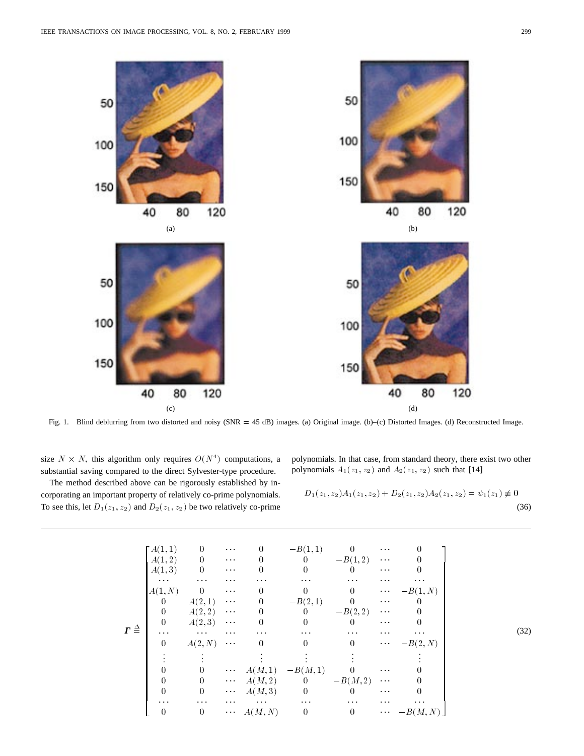Fig. 1. Blind deblurring from two distorted and noisy (SNR = 45 dB) images. (a) Original image. (b)–(c) Distorted Images. (d) Reconstructed Image.

size $N \times N$, this algorithm only requires $O(N^4)$ computations, a substantial saving compared to the direct Sylvester-type procedure.

The method described above can be rigorously established by incorporating an important property of relatively co-prime polynomials. To see this, let $D_1(z_1, z_2)$ and $D_2(z_1, z_2)$ be two relatively co-prime polynomials. In that case, from standard theory, there exist two other polynomials $A_1(z_1, z_2)$ and $A_2(z_1, z_2)$ such that [14]

$$D_1(z_1, z_2)A_1(z_1, z_2) + D_2(z_1, z_2)A_2(z_1, z_2) = \psi_1(z_1) \not\equiv 0 \tag{36}$$

$$\boldsymbol{\Gamma} \triangleq \begin{bmatrix} A(1,1) & 0 & \cdots & 0 & -B(1,1) & 0 & \cdots & 0 \\ A(1,2) & 0 & \cdots & 0 & 0 & -B(1,2) & \cdots & 0 \\ A(1,3) & 0 & \cdots & 0 & 0 & 0 & \cdots & 0 \\ \cdots & \cdots & \cdots & \cdots & \cdots & \cdots & \cdots & \cdots \\ A(1,N) & 0 & \cdots & 0 & 0 & 0 & \cdots & -B(1,N) \\ 0 & A(2,1) & \cdots & 0 & -B(2,1) & 0 & \cdots & 0 \\ 0 & A(2,2) & \cdots & 0 & 0 & -B(2,2) & \cdots & 0 \\ 0 & A(2,3) & \cdots & 0 & 0 & 0 & \cdots & 0 \\ \cdots & \cdots & \cdots & \cdots & \cdots & \cdots & \cdots & \cdots \\ 0 & A(2,N) & \cdots & 0 & 0 & 0 & \cdots & -B(2,N) \\ \vdots & \vdots & & \vdots & \vdots & \vdots & & \vdots \\ 0 & 0 & \cdots & A(M,1) & -B(M,1) & 0 & \cdots & 0 \\ 0 & 0 & \cdots & A(M,2) & 0 & -B(M,2) & \cdots & 0 \\ 0 & 0 & \cdots & A(M,3) & 0 & 0 & \cdots & 0 \\ \cdots & \cdots & \cdots & \cdots & \cdots & \cdots & \cdots & \cdots \\ 0 & 0 & \cdots & A(M,N) & 0 & 0 & \cdots & -B(M,N) \end{bmatrix} \tag{32}$$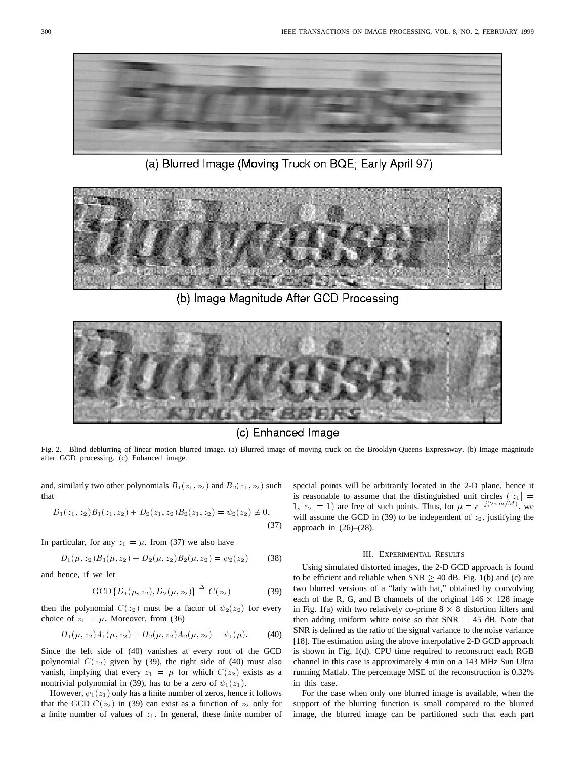(a) Blurred Image (Moving Truck on BQE; Early April 97)

(b) Image Magnitude After GCD Processing

(c) Enhanced Image

Fig. 2. Blind deblurring of linear motion blurred image. (a) Blurred image of moving truck on the Brooklyn-Queens Expressway. (b) Image magnitude after GCD processing. (c) Enhanced image.

and, similarly two other polynomials $B_1(z_1, z_2)$ and $B_2(z_1, z_2)$ such that

$$D_1(z_1, z_2)B_1(z_1, z_2) + D_2(z_1, z_2)B_2(z_1, z_2) = \psi_2(z_2) \not\equiv 0. \tag{37}$$

In particular, for any $z_1 = \mu$, from (37) we also have

$$D_1(\mu, z_2)B_1(\mu, z_2) + D_2(\mu, z_2)B_2(\mu, z_2) = \psi_2(z_2) \tag{38}$$

and hence, if we let

$$\text{GCD}\{D_1(\mu, z_2), D_2(\mu, z_2)\} \triangleq C(z_2) \tag{39}$$

then the polynomial $C(z_2)$ must be a factor of $\psi_2(z_2)$ for every choice of $z_1 = \mu$. Moreover, from (36)

$$D_1(\mu, z_2)A_1(\mu, z_2) + D_2(\mu, z_2)A_2(\mu, z_2) = \psi_1(\mu). \tag{40}$$

Since the left side of (40) vanishes at every root of the GCD polynomial $C(z_2)$ given by (39), the right side of (40) must also vanish, implying that every $z_1 = \mu$ for which $C(z_2)$ exists as a nontrivial polynomial in (39), has to be a zero of $\psi_1(z_1)$.

However, $\psi_1(z_1)$ only has a finite number of zeros, hence it follows that the GCD $C(z_2)$ in (39) can exist as a function of $z_2$ only for a finite number of values of $z_1$. In general, these finite number of special points will be arbitrarily located in the 2-D plane, hence it is reasonable to assume that the distinguished unit circles ($|z_1| = 1, |z_2| = 1$) are free of such points. Thus, for $\mu = e^{-j(2\pi m/M)}$, we will assume the GCD in (39) to be independent of $z_2$, justifying the approach in (26)–(28).

## III. Experimental Results

Using simulated distorted images, the 2-D GCD approach is found to be efficient and reliable when SNR $\geq$ 40 dB. Fig. 1(b) and (c) are two blurred versions of a "lady with hat," obtained by convolving each of the R, G, and B channels of the original $146 \times 128$ image in Fig. 1(a) with two relatively co-prime $8 \times 8$ distortion filters and then adding uniform white noise so that SNR = 45 dB. Note that SNR is defined as the ratio of the signal variance to the noise variance [18]. The estimation using the above interpolative 2-D GCD approach is shown in Fig. 1(d). CPU time required to reconstruct each RGB channel in this case is approximately 4 min on a 143 MHz Sun Ultra running Matlab. The percentage MSE of the reconstruction is 0.32% in this case.

For the case when only one blurred image is available, when the support of the blurring function is small compared to the blurred image, the blurred image can be partitioned such that each part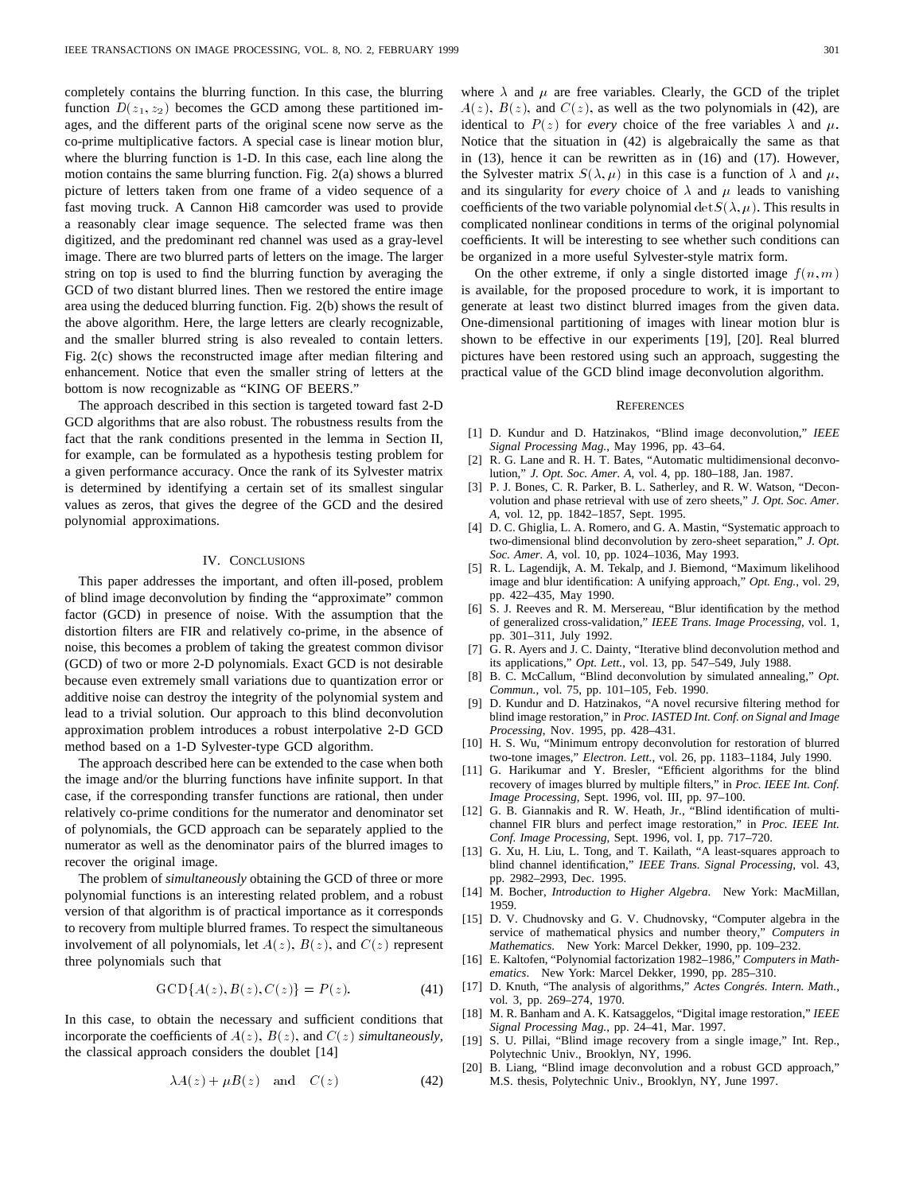completely contains the blurring function. In this case, the blurring function $D(z_1, z_2)$ becomes the GCD among these partitioned images, and the different parts of the original scene now serve as the co-prime multiplicative factors. A special case is linear motion blur, where the blurring function is 1-D. In this case, each line along the motion contains the same blurring function. Fig. 2(a) shows a blurred picture of letters taken from one frame of a video sequence of a fast moving truck. A Cannon Hi8 camcorder was used to provide a reasonably clear image sequence. The selected frame was then digitized, and the predominant red channel was used as a gray-level image. There are two blurred parts of letters on the image. The larger string on top is used to find the blurring function by averaging the GCD of two distant blurred lines. Then we restored the entire image area using the deduced blurring function. Fig. 2(b) shows the result of the above algorithm. Here, the large letters are clearly recognizable, and the smaller blurred string is also revealed to contain letters. Fig. 2(c) shows the reconstructed image after median filtering and enhancement. Notice that even the smaller string of letters at the bottom is now recognizable as "KING OF BEERS."

The approach described in this section is targeted toward fast 2-D GCD algorithms that are also robust. The robustness results from the fact that the rank conditions presented in the lemma in Section II, for example, can be formulated as a hypothesis testing problem for a given performance accuracy. Once the rank of its Sylvester matrix is determined by identifying a certain set of its smallest singular values as zeros, that gives the degree of the GCD and the desired polynomial approximations.

## IV. Conclusions

This paper addresses the important, and often ill-posed, problem of blind image deconvolution by finding the "approximate" common factor (GCD) in presence of noise. With the assumption that the distortion filters are FIR and relatively co-prime, in the absence of noise, this becomes a problem of taking the greatest common divisor (GCD) of two or more 2-D polynomials. Exact GCD is not desirable because even extremely small variations due to quantization error or additive noise can destroy the integrity of the polynomial system and lead to a trivial solution. Our approach to this blind deconvolution approximation problem introduces a robust interpolative 2-D GCD method based on a 1-D Sylvester-type GCD algorithm.

The approach described here can be extended to the case when both the image and/or the blurring functions have infinite support. In that case, if the corresponding transfer functions are rational, then under relatively co-prime conditions for the numerator and denominator set of polynomials, the GCD approach can be separately applied to the numerator as well as the denominator pairs of the blurred images to recover the original image.

The problem of *simultaneously* obtaining the GCD of three or more polynomial functions is an interesting related problem, and a robust version of that algorithm is of practical importance as it corresponds to recovery from multiple blurred frames. To respect the simultaneous involvement of all polynomials, let $A(z)$, $B(z)$, and $C(z)$ represent three polynomials such that

$$\mathrm{GCD}\{A(z), B(z), C(z)\} = P(z). \tag{41}$$

In this case, to obtain the necessary and sufficient conditions that incorporate the coefficients of $A(z)$, $B(z)$, and $C(z)$ *simultaneously*, the classical approach considers the doublet [14]

$$\lambda A(z) + \mu B(z) \quad \text{and} \quad C(z) \tag{42}$$

where $\lambda$ and $\mu$ are free variables. Clearly, the GCD of the triplet $A(z)$, $B(z)$, and $C(z)$, as well as the two polynomials in (42), are identical to $P(z)$ for *every* choice of the free variables $\lambda$ and $\mu$. Notice that the situation in (42) is algebraically the same as that in (13), hence it can be rewritten as in (16) and (17). However, the Sylvester matrix $S(\lambda, \mu)$ in this case is a function of $\lambda$ and $\mu$, and its singularity for *every* choice of $\lambda$ and $\mu$ leads to vanishing coefficients of the two variable polynomial $\det S(\lambda, \mu)$. This results in complicated nonlinear conditions in terms of the original polynomial coefficients. It will be interesting to see whether such conditions can be organized in a more useful Sylvester-style matrix form.

On the other extreme, if only a single distorted image $f(n, m)$ is available, for the proposed procedure to work, it is important to generate at least two distinct blurred images from the given data. One-dimensional partitioning of images with linear motion blur is shown to be effective in our experiments [19], [20]. Real blurred pictures have been restored using such an approach, suggesting the practical value of the GCD blind image deconvolution algorithm.

## References

[1] D. Kundur and D. Hatzinakos, "Blind image deconvolution," *IEEE Signal Processing Mag.*, May 1996, pp. 43–64.

[2] R. G. Lane and R. H. T. Bates, "Automatic multidimensional deconvolution," *J. Opt. Soc. Amer. A*, vol. 4, pp. 180–188, Jan. 1987.

[3] P. J. Bones, C. R. Parker, B. L. Satherley, and R. W. Watson, "Deconvolution and phase retrieval with use of zero sheets," *J. Opt. Soc. Amer. A*, vol. 12, pp. 1842–1857, Sept. 1995.

[4] D. C. Ghiglia, L. A. Romero, and G. A. Mastin, "Systematic approach to two-dimensional blind deconvolution by zero-sheet separation," *J. Opt. Soc. Amer. A*, vol. 10, pp. 1024–1036, May 1993.

[5] R. L. Lagendijk, A. M. Tekalp, and J. Biemond, "Maximum likelihood image and blur identification: A unifying approach," *Opt. Eng.*, vol. 29, pp. 422–435, May 1990.

[6] S. J. Reeves and R. M. Mersereau, "Blur identification by the method of generalized cross-validation," *IEEE Trans. Image Processing*, vol. 1, pp. 301–311, July 1992.

[7] G. R. Ayers and J. C. Dainty, "Iterative blind deconvolution method and its applications," *Opt. Lett.*, vol. 13, pp. 547–549, July 1988.

[8] B. C. McCallum, "Blind deconvolution by simulated annealing," *Opt. Commun.*, vol. 75, pp. 101–105, Feb. 1990.

[9] D. Kundur and D. Hatzinakos, "A novel recursive filtering method for blind image restoration," in *Proc. IASTED Int. Conf. on Signal and Image Processing*, Nov. 1995, pp. 428–431.

[10] H. S. Wu, "Minimum entropy deconvolution for restoration of blurred two-tone images," *Electron. Lett.*, vol. 26, pp. 1183–1184, July 1990.

[11] G. Harikumar and Y. Bresler, "Efficient algorithms for the blind recovery of images blurred by multiple filters," in *Proc. IEEE Int. Conf. Image Processing*, Sept. 1996, vol. III, pp. 97–100.

[12] G. B. Giannakis and R. W. Heath, Jr., "Blind identification of multichannel FIR blurs and perfect image restoration," in *Proc. IEEE Int. Conf. Image Processing*, Sept. 1996, vol. I, pp. 717–720.

[13] G. Xu, H. Liu, L. Tong, and T. Kailath, "A least-squares approach to blind channel identification," *IEEE Trans. Signal Processing*, vol. 43, pp. 2982–2993, Dec. 1995.

[14] M. Bocher, *Introduction to Higher Algebra*. New York: MacMillan, 1959.

[15] D. V. Chudnovsky and G. V. Chudnovsky, "Computer algebra in the service of mathematical physics and number theory," *Computers in Mathematics*. New York: Marcel Dekker, 1990, pp. 109–232.

[16] E. Kaltofen, "Polynomial factorization 1982–1986," *Computers in Mathematics*. New York: Marcel Dekker, 1990, pp. 285–310.

[17] D. Knuth, "The analysis of algorithms," *Actes Congrés. Intern. Math.*, vol. 3, pp. 269–274, 1970.

[18] M. R. Banham and A. K. Katsaggelos, "Digital image restoration," *IEEE Signal Processing Mag.*, pp. 24–41, Mar. 1997.

[19] S. U. Pillai, "Blind image recovery from a single image," Int. Rep., Polytechnic Univ., Brooklyn, NY, 1996.

[20] B. Liang, "Blind image deconvolution and a robust GCD approach," M.S. thesis, Polytechnic Univ., Brooklyn, NY, June 1997.